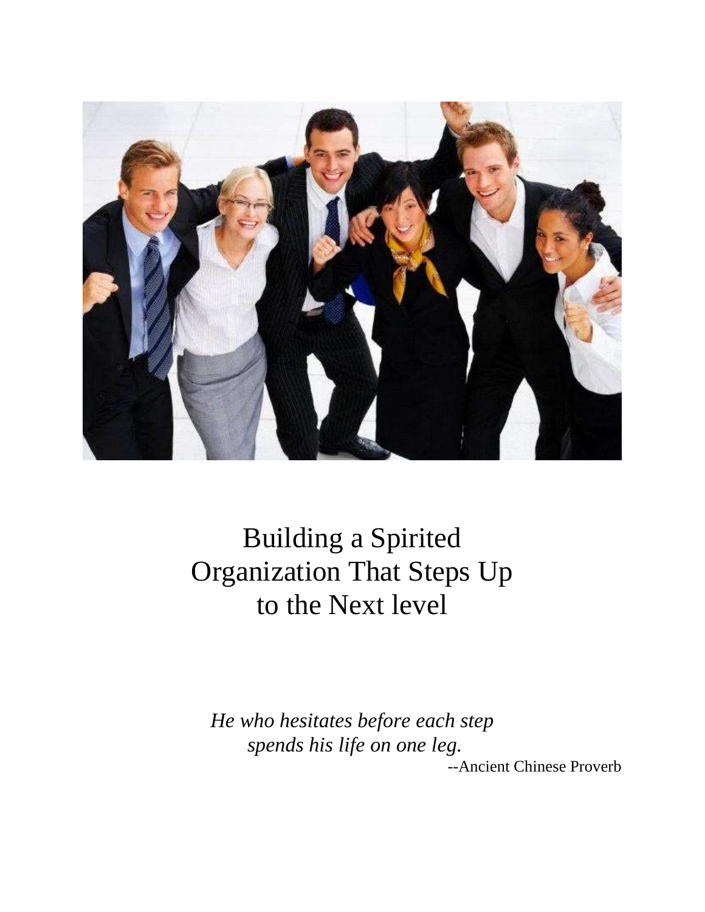# Building a Spirited Organization That Steps Up to the Next level

*He who hesitates before each step*
*spends his life on one leg.*

--Ancient Chinese Proverb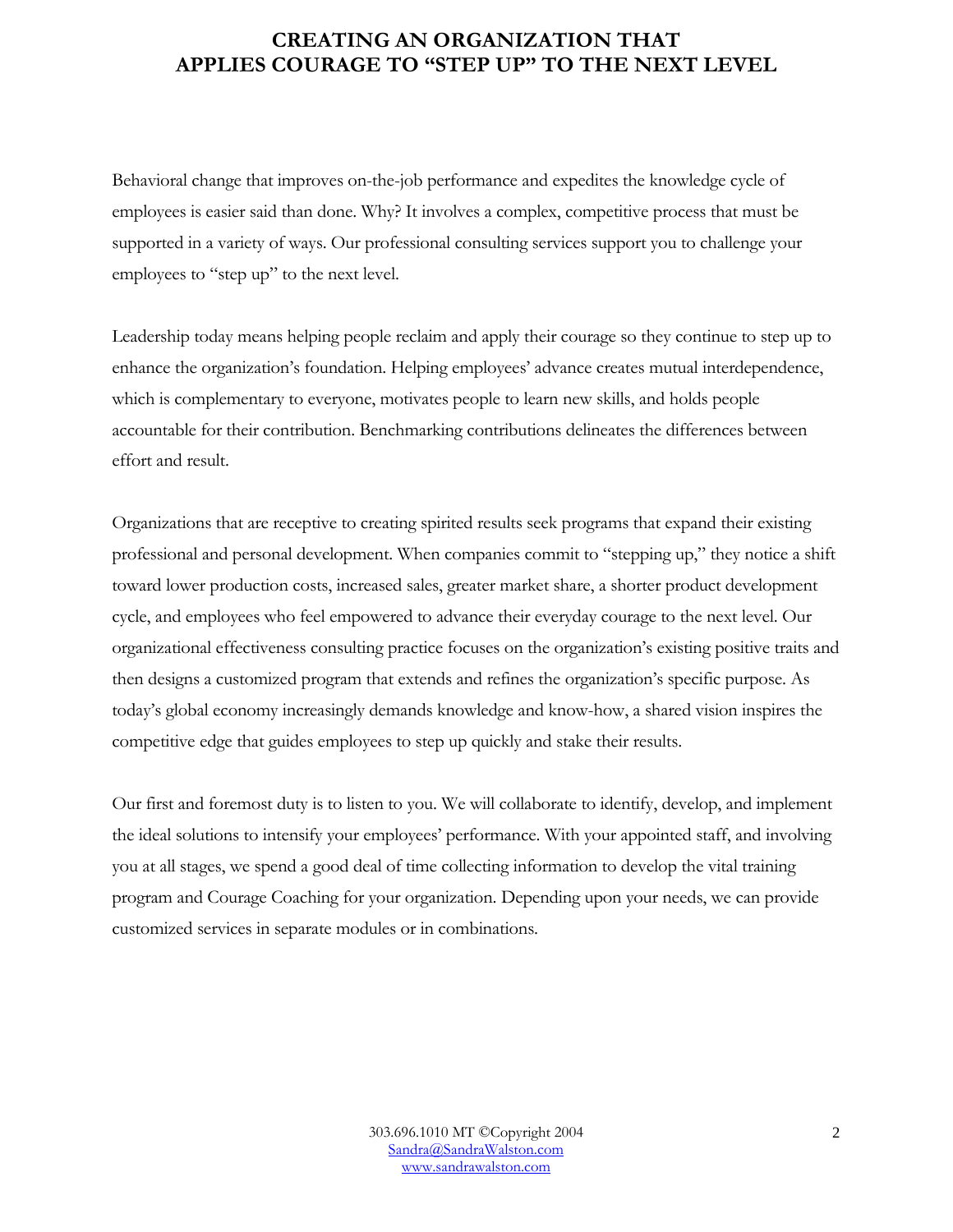# CREATING AN ORGANIZATION THAT APPLIES COURAGE TO "STEP UP" TO THE NEXT LEVEL

Behavioral change that improves on-the-job performance and expedites the knowledge cycle of employees is easier said than done. Why? It involves a complex, competitive process that must be supported in a variety of ways. Our professional consulting services support you to challenge your employees to "step up" to the next level.

Leadership today means helping people reclaim and apply their courage so they continue to step up to enhance the organization's foundation. Helping employees' advance creates mutual interdependence, which is complementary to everyone, motivates people to learn new skills, and holds people accountable for their contribution. Benchmarking contributions delineates the differences between effort and result.

Organizations that are receptive to creating spirited results seek programs that expand their existing professional and personal development. When companies commit to "stepping up," they notice a shift toward lower production costs, increased sales, greater market share, a shorter product development cycle, and employees who feel empowered to advance their everyday courage to the next level. Our organizational effectiveness consulting practice focuses on the organization's existing positive traits and then designs a customized program that extends and refines the organization's specific purpose. As today's global economy increasingly demands knowledge and know-how, a shared vision inspires the competitive edge that guides employees to step up quickly and stake their results.

Our first and foremost duty is to listen to you. We will collaborate to identify, develop, and implement the ideal solutions to intensify your employees' performance. With your appointed staff, and involving you at all stages, we spend a good deal of time collecting information to develop the vital training program and Courage Coaching for your organization. Depending upon your needs, we can provide customized services in separate modules or in combinations.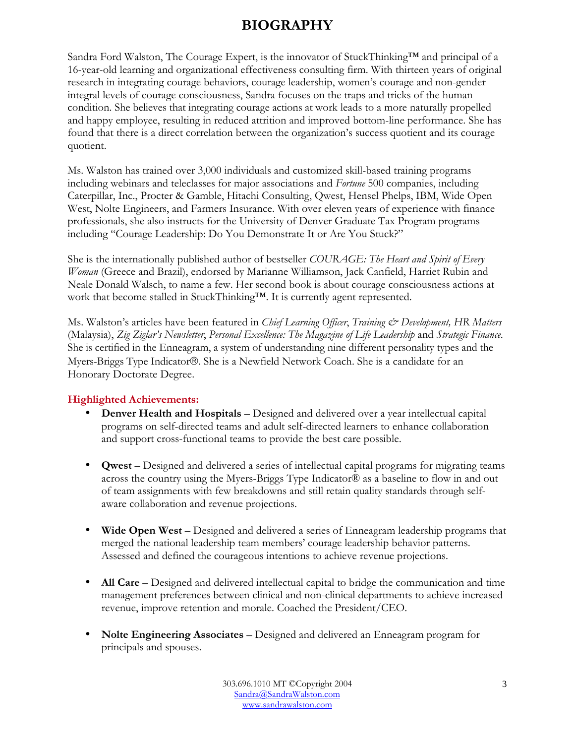# BIOGRAPHY

Sandra Ford Walston, The Courage Expert, is the innovator of StuckThinking™ and principal of a 16-year-old learning and organizational effectiveness consulting firm. With thirteen years of original research in integrating courage behaviors, courage leadership, women's courage and non-gender integral levels of courage consciousness, Sandra focuses on the traps and tricks of the human condition. She believes that integrating courage actions at work leads to a more naturally propelled and happy employee, resulting in reduced attrition and improved bottom-line performance. She has found that there is a direct correlation between the organization's success quotient and its courage quotient.

Ms. Walston has trained over 3,000 individuals and customized skill-based training programs including webinars and teleclasses for major associations and *Fortune* 500 companies, including Caterpillar, Inc., Procter & Gamble, Hitachi Consulting, Qwest, Hensel Phelps, IBM, Wide Open West, Nolte Engineers, and Farmers Insurance. With over eleven years of experience with finance professionals, she also instructs for the University of Denver Graduate Tax Program programs including "Courage Leadership: Do You Demonstrate It or Are You Stuck?"

She is the internationally published author of bestseller *COURAGE: The Heart and Spirit of Every Woman* (Greece and Brazil), endorsed by Marianne Williamson, Jack Canfield, Harriet Rubin and Neale Donald Walsch, to name a few. Her second book is about courage consciousness actions at work that become stalled in StuckThinking™. It is currently agent represented.

Ms. Walston's articles have been featured in *Chief Learning Officer*, *Training & Development, HR Matters* (Malaysia), *Zig Ziglar's Newsletter*, *Personal Excellence: The Magazine of Life Leadership* and *Strategic Finance*. She is certified in the Enneagram, a system of understanding nine different personality types and the Myers-Briggs Type Indicator®. She is a Newfield Network Coach. She is a candidate for an Honorary Doctorate Degree.

**Highlighted Achievements:**

- **Denver Health and Hospitals** – Designed and delivered over a year intellectual capital programs on self-directed teams and adult self-directed learners to enhance collaboration and support cross-functional teams to provide the best care possible.

- **Qwest** – Designed and delivered a series of intellectual capital programs for migrating teams across the country using the Myers-Briggs Type Indicator® as a baseline to flow in and out of team assignments with few breakdowns and still retain quality standards through self-aware collaboration and revenue projections.

- **Wide Open West** – Designed and delivered a series of Enneagram leadership programs that merged the national leadership team members' courage leadership behavior patterns. Assessed and defined the courageous intentions to achieve revenue projections.

- **All Care** – Designed and delivered intellectual capital to bridge the communication and time management preferences between clinical and non-clinical departments to achieve increased revenue, improve retention and morale. Coached the President/CEO.

- **Nolte Engineering Associates** – Designed and delivered an Enneagram program for principals and spouses.

303.696.1010 MT ©Copyright 2004
Sandra@SandraWalston.com
www.sandrawalston.com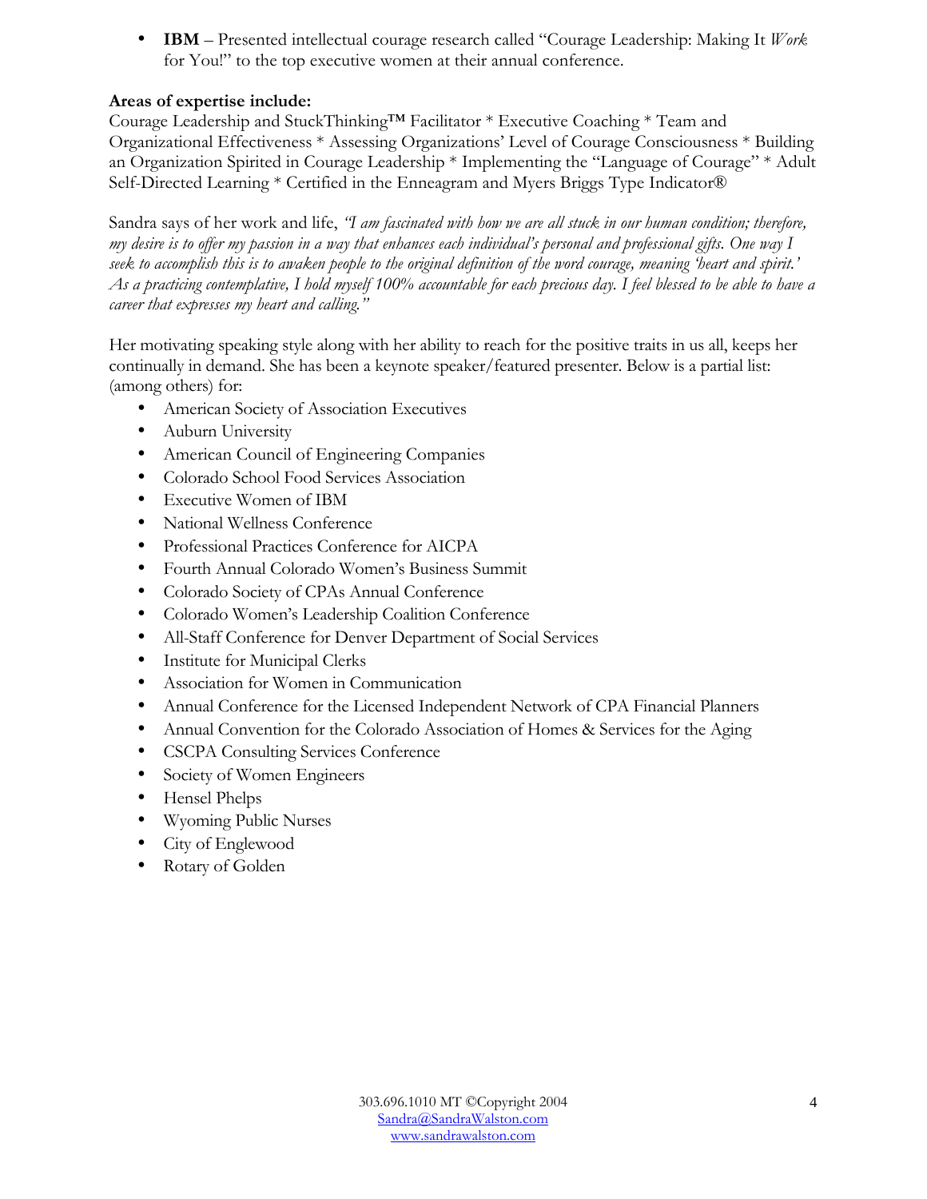- **IBM** – Presented intellectual courage research called "Courage Leadership: Making It *Work* for You!" to the top executive women at their annual conference.

**Areas of expertise include:**
Courage Leadership and StuckThinking™ Facilitator * Executive Coaching * Team and Organizational Effectiveness * Assessing Organizations' Level of Courage Consciousness * Building an Organization Spirited in Courage Leadership * Implementing the "Language of Courage" * Adult Self-Directed Learning * Certified in the Enneagram and Myers Briggs Type Indicator®

Sandra says of her work and life, *"I am fascinated with how we are all stuck in our human condition; therefore, my desire is to offer my passion in a way that enhances each individual's personal and professional gifts. One way I seek to accomplish this is to awaken people to the original definition of the word courage, meaning 'heart and spirit.' As a practicing contemplative, I hold myself 100% accountable for each precious day. I feel blessed to be able to have a career that expresses my heart and calling."*

Her motivating speaking style along with her ability to reach for the positive traits in us all, keeps her continually in demand. She has been a keynote speaker/featured presenter. Below is a partial list: (among others) for:

- American Society of Association Executives
- Auburn University
- American Council of Engineering Companies
- Colorado School Food Services Association
- Executive Women of IBM
- National Wellness Conference
- Professional Practices Conference for AICPA
- Fourth Annual Colorado Women's Business Summit
- Colorado Society of CPAs Annual Conference
- Colorado Women's Leadership Coalition Conference
- All-Staff Conference for Denver Department of Social Services
- Institute for Municipal Clerks
- Association for Women in Communication
- Annual Conference for the Licensed Independent Network of CPA Financial Planners
- Annual Convention for the Colorado Association of Homes & Services for the Aging
- CSCPA Consulting Services Conference
- Society of Women Engineers
- Hensel Phelps
- Wyoming Public Nurses
- City of Englewood
- Rotary of Golden

303.696.1010 MT ©Copyright 2004
Sandra@SandraWalston.com
www.sandrawalston.com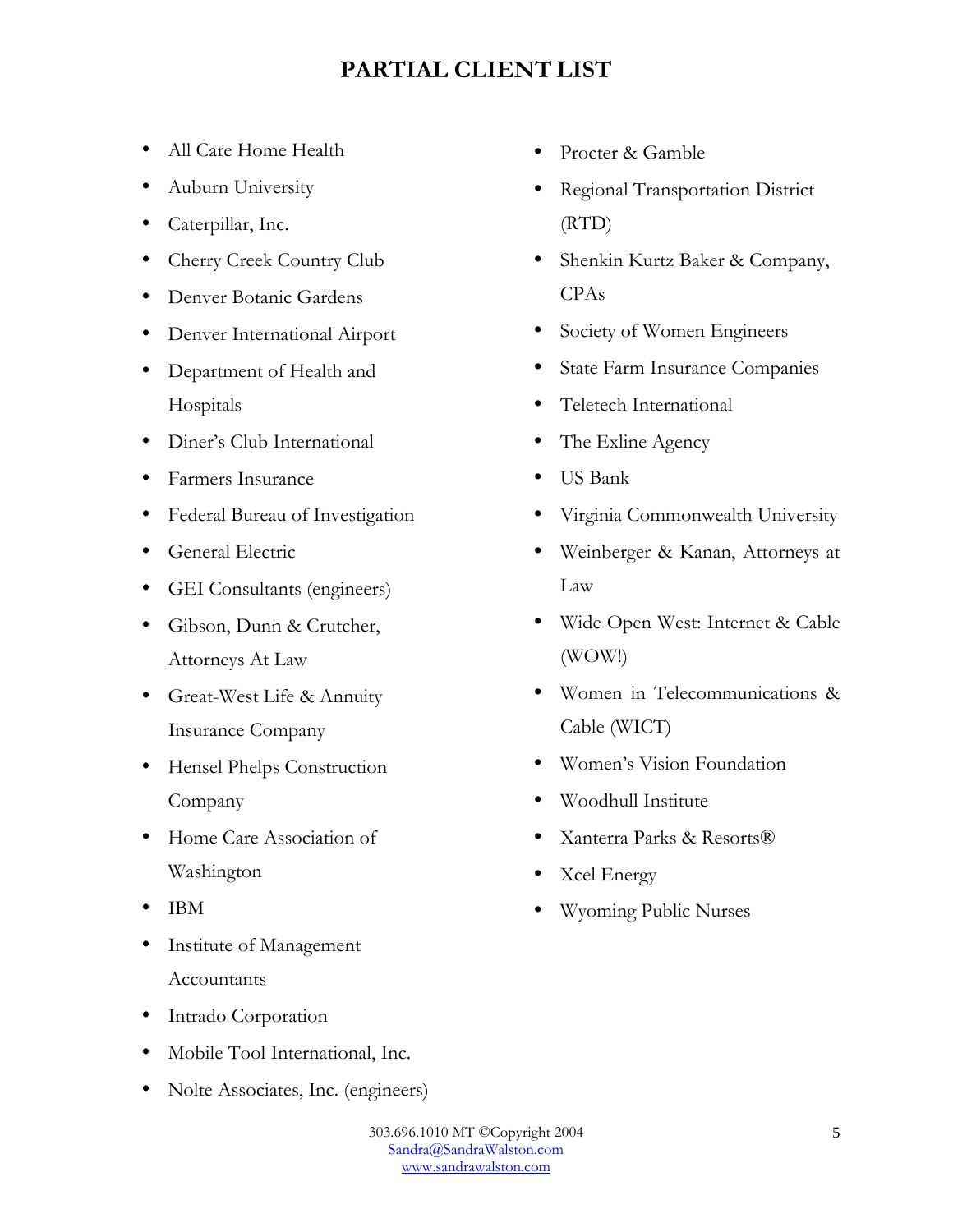# PARTIAL CLIENT LIST

- All Care Home Health
- Auburn University
- Caterpillar, Inc.
- Cherry Creek Country Club
- Denver Botanic Gardens
- Denver International Airport
- Department of Health and Hospitals
- Diner's Club International
- Farmers Insurance
- Federal Bureau of Investigation
- General Electric
- GEI Consultants (engineers)
- Gibson, Dunn & Crutcher, Attorneys At Law
- Great-West Life & Annuity Insurance Company
- Hensel Phelps Construction Company
- Home Care Association of Washington
- IBM
- Institute of Management Accountants
- Intrado Corporation
- Mobile Tool International, Inc.
- Nolte Associates, Inc. (engineers)
- Procter & Gamble
- Regional Transportation District (RTD)
- Shenkin Kurtz Baker & Company, CPAs
- Society of Women Engineers
- State Farm Insurance Companies
- Teletech International
- The Exline Agency
- US Bank
- Virginia Commonwealth University
- Weinberger & Kanan, Attorneys at Law
- Wide Open West: Internet & Cable (WOW!)
- Women in Telecommunications & Cable (WICT)
- Women's Vision Foundation
- Woodhull Institute
- Xanterra Parks & Resorts®
- Xcel Energy
- Wyoming Public Nurses

303.696.1010 MT ©Copyright 2004
Sandra@SandraWalston.com
www.sandrawalston.com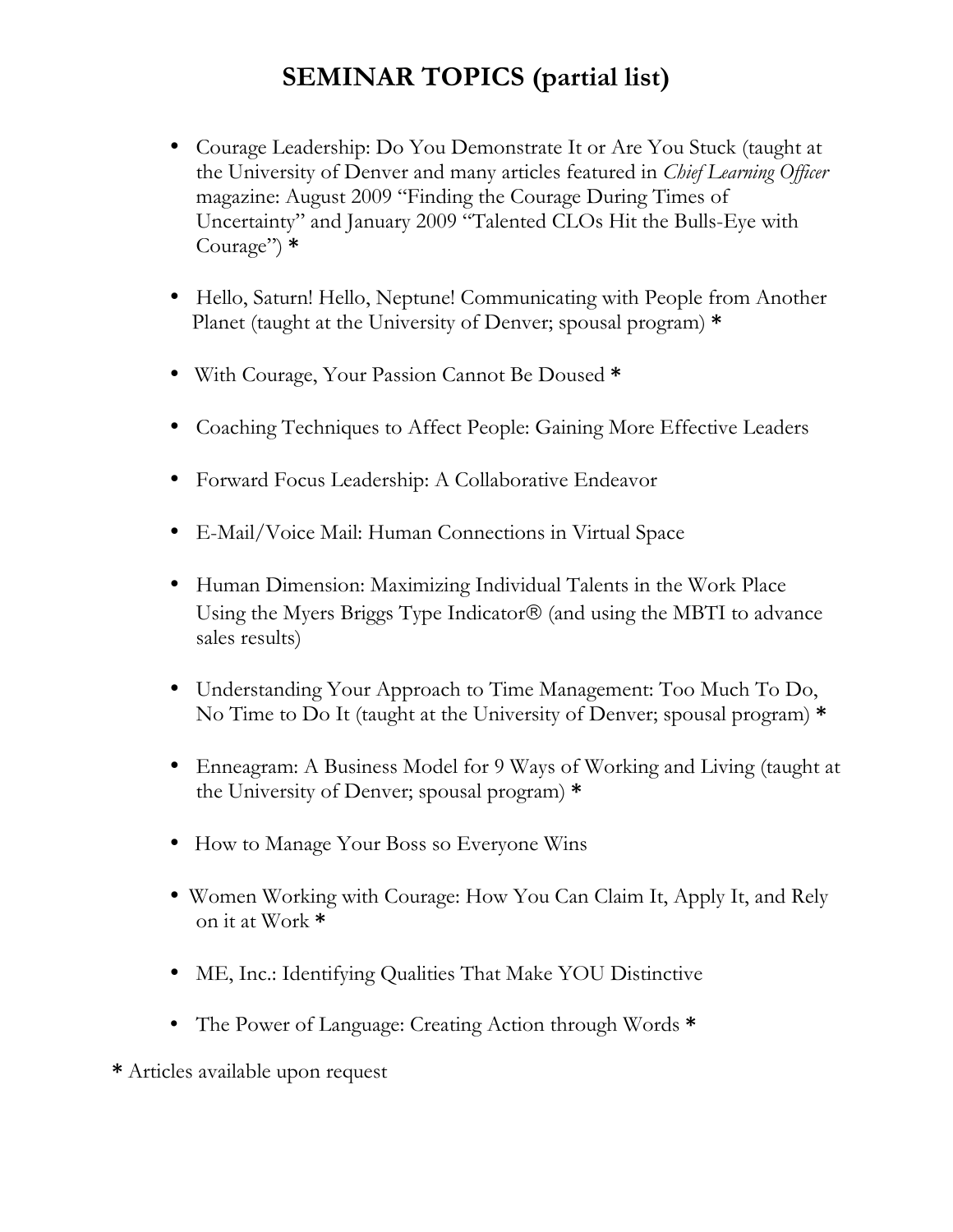# SEMINAR TOPICS (partial list)

- Courage Leadership: Do You Demonstrate It or Are You Stuck (taught at the University of Denver and many articles featured in *Chief Learning Officer* magazine: August 2009 "Finding the Courage During Times of Uncertainty" and January 2009 "Talented CLOs Hit the Bulls-Eye with Courage") *
- Hello, Saturn! Hello, Neptune! Communicating with People from Another Planet (taught at the University of Denver; spousal program) *
- With Courage, Your Passion Cannot Be Doused *
- Coaching Techniques to Affect People: Gaining More Effective Leaders
- Forward Focus Leadership: A Collaborative Endeavor
- E-Mail/Voice Mail: Human Connections in Virtual Space
- Human Dimension: Maximizing Individual Talents in the Work Place Using the Myers Briggs Type Indicator® (and using the MBTI to advance sales results)
- Understanding Your Approach to Time Management: Too Much To Do, No Time to Do It (taught at the University of Denver; spousal program) *
- Enneagram: A Business Model for 9 Ways of Working and Living (taught at the University of Denver; spousal program) *
- How to Manage Your Boss so Everyone Wins
- Women Working with Courage: How You Can Claim It, Apply It, and Rely on it at Work *
- ME, Inc.: Identifying Qualities That Make YOU Distinctive
- The Power of Language: Creating Action through Words *

* Articles available upon request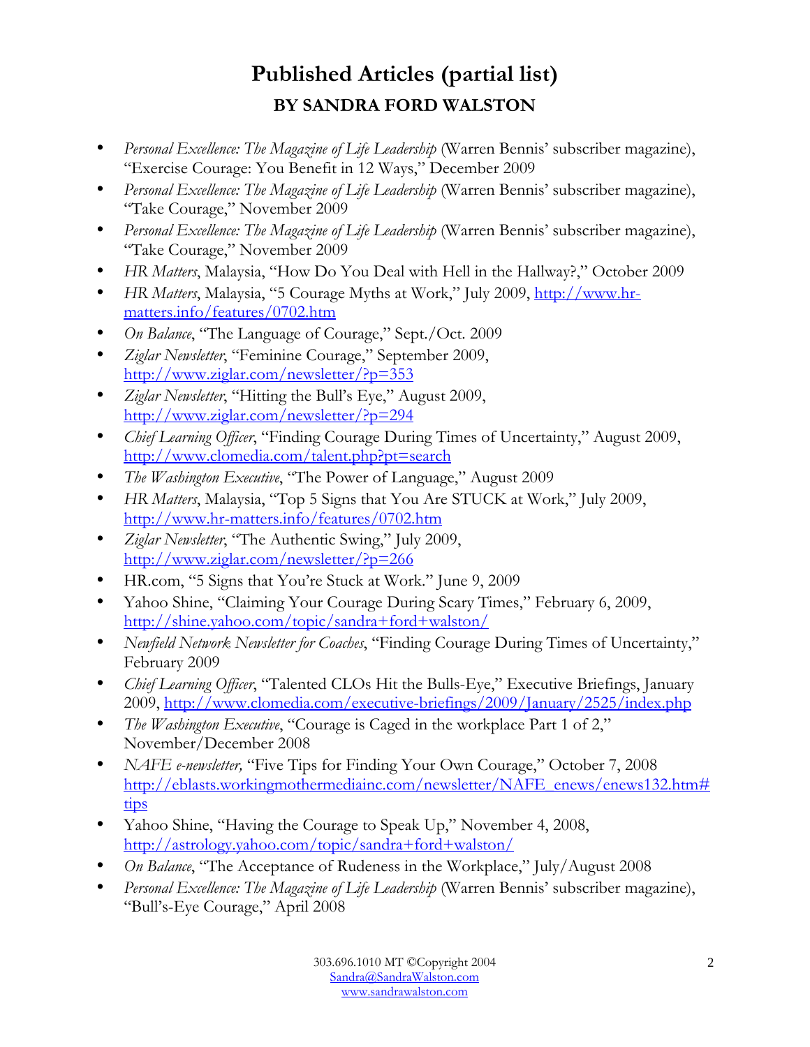# Published Articles (partial list)

## BY SANDRA FORD WALSTON

- *Personal Excellence: The Magazine of Life Leadership* (Warren Bennis' subscriber magazine), "Exercise Courage: You Benefit in 12 Ways," December 2009
- *Personal Excellence: The Magazine of Life Leadership* (Warren Bennis' subscriber magazine), "Take Courage," November 2009
- *Personal Excellence: The Magazine of Life Leadership* (Warren Bennis' subscriber magazine), "Take Courage," November 2009
- *HR Matters*, Malaysia, "How Do You Deal with Hell in the Hallway?," October 2009
- *HR Matters*, Malaysia, "5 Courage Myths at Work," July 2009, http://www.hr-matters.info/features/0702.htm
- *On Balance*, "The Language of Courage," Sept./Oct. 2009
- *Ziglar Newsletter*, "Feminine Courage," September 2009, http://www.ziglar.com/newsletter/?p=353
- *Ziglar Newsletter*, "Hitting the Bull's Eye," August 2009, http://www.ziglar.com/newsletter/?p=294
- *Chief Learning Officer*, "Finding Courage During Times of Uncertainty," August 2009, http://www.clomedia.com/talent.php?pt=search
- *The Washington Executive*, "The Power of Language," August 2009
- *HR Matters*, Malaysia, "Top 5 Signs that You Are STUCK at Work," July 2009, http://www.hr-matters.info/features/0702.htm
- *Ziglar Newsletter*, "The Authentic Swing," July 2009, http://www.ziglar.com/newsletter/?p=266
- HR.com, "5 Signs that You're Stuck at Work." June 9, 2009
- Yahoo Shine, "Claiming Your Courage During Scary Times," February 6, 2009, http://shine.yahoo.com/topic/sandra+ford+walston/
- *Newfield Network Newsletter for Coaches*, "Finding Courage During Times of Uncertainty," February 2009
- *Chief Learning Officer*, "Talented CLOs Hit the Bulls-Eye," Executive Briefings, January 2009, http://www.clomedia.com/executive-briefings/2009/January/2525/index.php
- *The Washington Executive*, "Courage is Caged in the workplace Part 1 of 2," November/December 2008
- *NAFE e-newsletter,* "Five Tips for Finding Your Own Courage," October 7, 2008 http://eblasts.workingmothermediainc.com/newsletter/NAFE_enews/enews132.htm#tips
- Yahoo Shine, "Having the Courage to Speak Up," November 4, 2008, http://astrology.yahoo.com/topic/sandra+ford+walston/
- *On Balance*, "The Acceptance of Rudeness in the Workplace," July/August 2008
- *Personal Excellence: The Magazine of Life Leadership* (Warren Bennis' subscriber magazine), "Bull's-Eye Courage," April 2008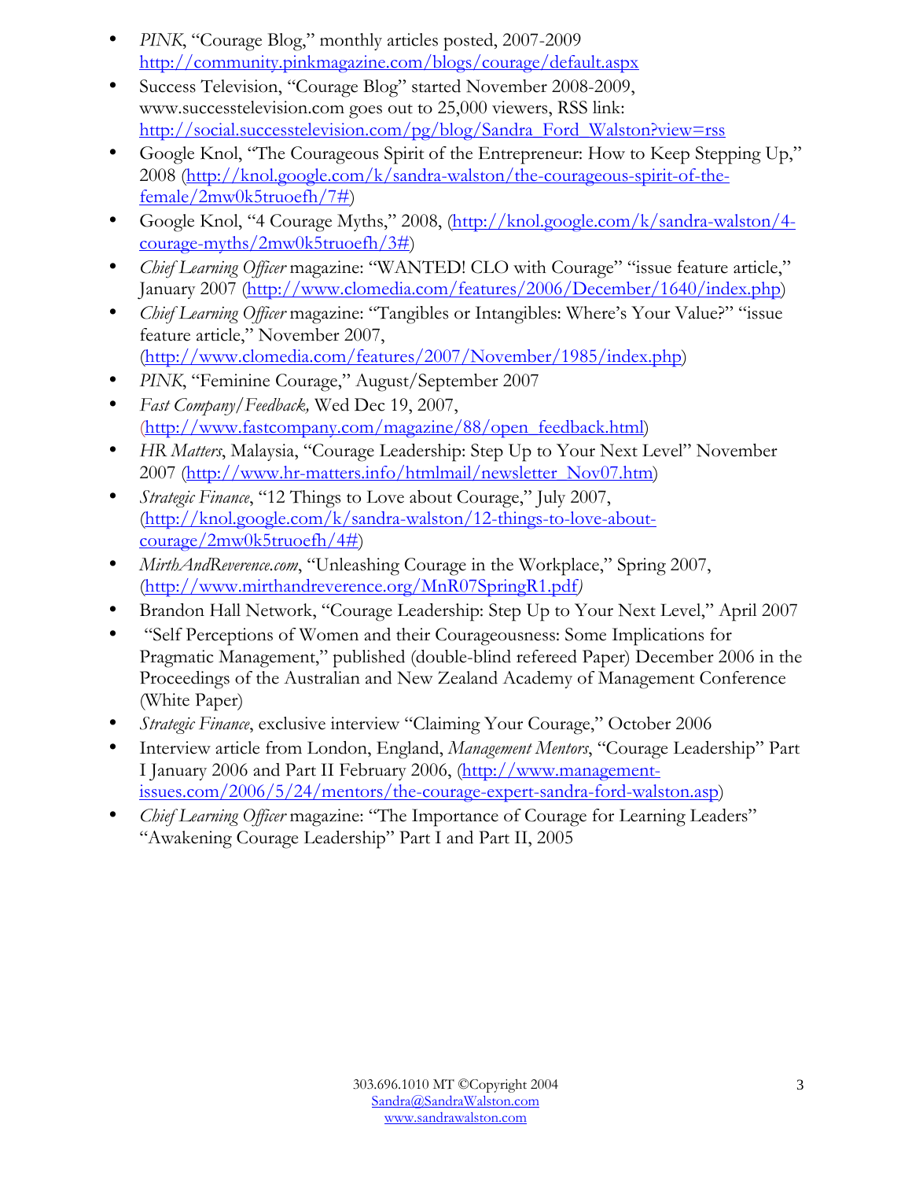- *PINK*, "Courage Blog," monthly articles posted, 2007-2009 http://community.pinkmagazine.com/blogs/courage/default.aspx
- Success Television, "Courage Blog" started November 2008-2009, www.successtelevision.com goes out to 25,000 viewers, RSS link: http://social.successtelevision.com/pg/blog/Sandra_Ford_Walston?view=rss
- Google Knol, "The Courageous Spirit of the Entrepreneur: How to Keep Stepping Up," 2008 (http://knol.google.com/k/sandra-walston/the-courageous-spirit-of-the-female/2mw0k5truoefh/7#)
- Google Knol, "4 Courage Myths," 2008, (http://knol.google.com/k/sandra-walston/4-courage-myths/2mw0k5truoefh/3#)
- *Chief Learning Officer* magazine: "WANTED! CLO with Courage" "issue feature article," January 2007 (http://www.clomedia.com/features/2006/December/1640/index.php)
- *Chief Learning Officer* magazine: "Tangibles or Intangibles: Where's Your Value?" "issue feature article," November 2007, (http://www.clomedia.com/features/2007/November/1985/index.php)
- *PINK*, "Feminine Courage," August/September 2007
- *Fast Company/Feedback,* Wed Dec 19, 2007, (http://www.fastcompany.com/magazine/88/open_feedback.html)
- *HR Matters*, Malaysia, "Courage Leadership: Step Up to Your Next Level" November 2007 (http://www.hr-matters.info/htmlmail/newsletter_Nov07.htm)
- *Strategic Finance*, "12 Things to Love about Courage," July 2007, (http://knol.google.com/k/sandra-walston/12-things-to-love-about-courage/2mw0k5truoefh/4#)
- *MirthAndReverence.com*, "Unleashing Courage in the Workplace," Spring 2007, (http://www.mirthandreverence.org/MnR07SpringR1.pdf)
- Brandon Hall Network, "Courage Leadership: Step Up to Your Next Level," April 2007
- "Self Perceptions of Women and their Courageousness: Some Implications for Pragmatic Management," published (double-blind refereed Paper) December 2006 in the Proceedings of the Australian and New Zealand Academy of Management Conference (White Paper)
- *Strategic Finance*, exclusive interview "Claiming Your Courage," October 2006
- Interview article from London, England, *Management Mentors*, "Courage Leadership" Part I January 2006 and Part II February 2006, (http://www.management-issues.com/2006/5/24/mentors/the-courage-expert-sandra-ford-walston.asp)
- *Chief Learning Officer* magazine: "The Importance of Courage for Learning Leaders" "Awakening Courage Leadership" Part I and Part II, 2005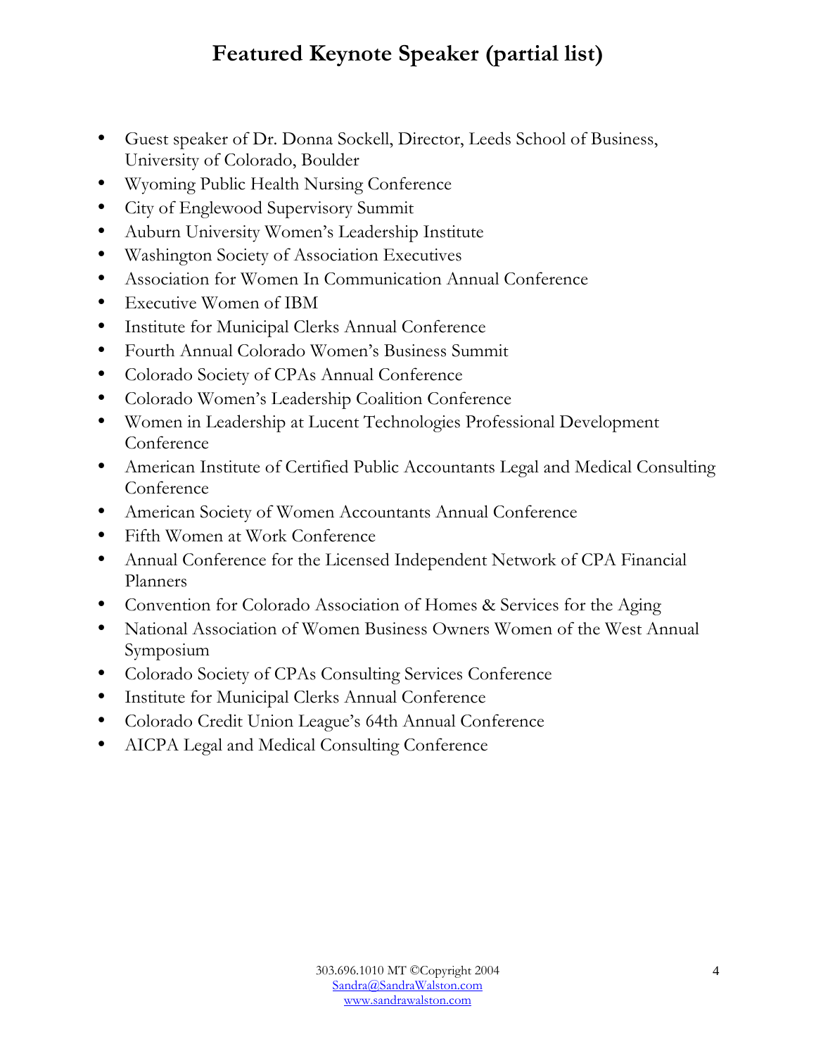# Featured Keynote Speaker (partial list)

- Guest speaker of Dr. Donna Sockell, Director, Leeds School of Business, University of Colorado, Boulder
- Wyoming Public Health Nursing Conference
- City of Englewood Supervisory Summit
- Auburn University Women's Leadership Institute
- Washington Society of Association Executives
- Association for Women In Communication Annual Conference
- Executive Women of IBM
- Institute for Municipal Clerks Annual Conference
- Fourth Annual Colorado Women's Business Summit
- Colorado Society of CPAs Annual Conference
- Colorado Women's Leadership Coalition Conference
- Women in Leadership at Lucent Technologies Professional Development Conference
- American Institute of Certified Public Accountants Legal and Medical Consulting Conference
- American Society of Women Accountants Annual Conference
- Fifth Women at Work Conference
- Annual Conference for the Licensed Independent Network of CPA Financial Planners
- Convention for Colorado Association of Homes & Services for the Aging
- National Association of Women Business Owners Women of the West Annual Symposium
- Colorado Society of CPAs Consulting Services Conference
- Institute for Municipal Clerks Annual Conference
- Colorado Credit Union League's 64th Annual Conference
- AICPA Legal and Medical Consulting Conference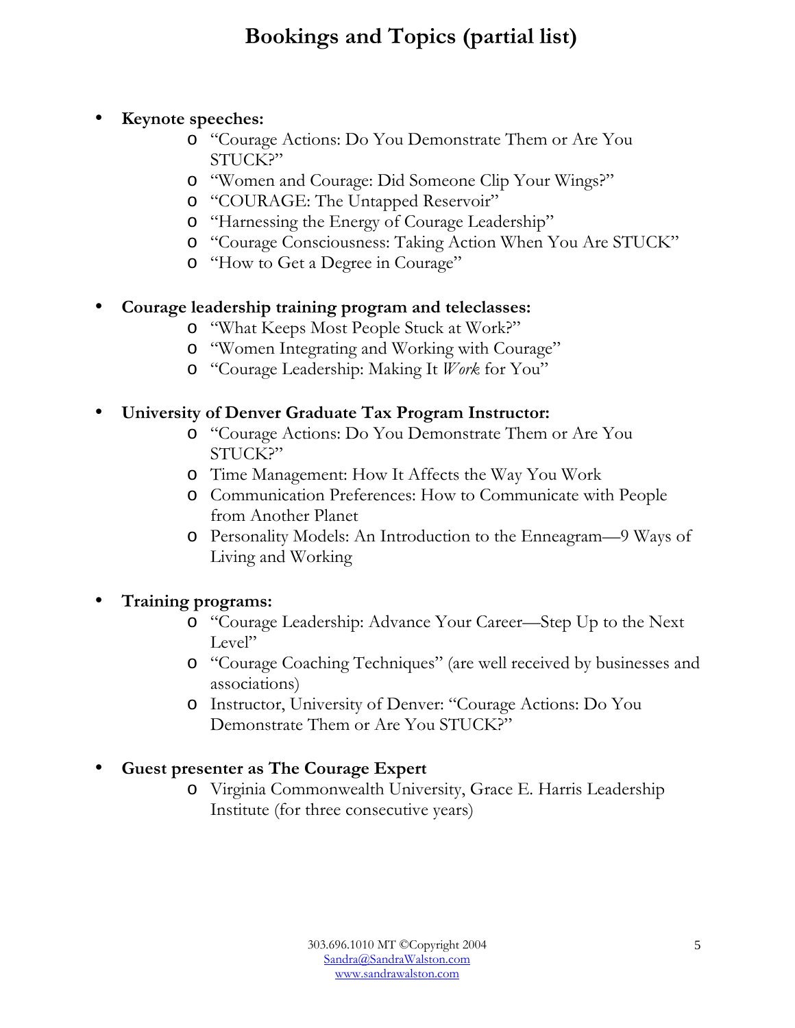# Bookings and Topics (partial list)

- **Keynote speeches:**
  - "Courage Actions: Do You Demonstrate Them or Are You STUCK?"
  - "Women and Courage: Did Someone Clip Your Wings?"
  - "COURAGE: The Untapped Reservoir"
  - "Harnessing the Energy of Courage Leadership"
  - "Courage Consciousness: Taking Action When You Are STUCK"
  - "How to Get a Degree in Courage"

- **Courage leadership training program and teleclasses:**
  - "What Keeps Most People Stuck at Work?"
  - "Women Integrating and Working with Courage"
  - "Courage Leadership: Making It *Work* for You"

- **University of Denver Graduate Tax Program Instructor:**
  - "Courage Actions: Do You Demonstrate Them or Are You STUCK?"
  - Time Management: How It Affects the Way You Work
  - Communication Preferences: How to Communicate with People from Another Planet
  - Personality Models: An Introduction to the Enneagram—9 Ways of Living and Working

- **Training programs:**
  - "Courage Leadership: Advance Your Career—Step Up to the Next Level"
  - "Courage Coaching Techniques" (are well received by businesses and associations)
  - Instructor, University of Denver: "Courage Actions: Do You Demonstrate Them or Are You STUCK?"

- **Guest presenter as The Courage Expert**
  - Virginia Commonwealth University, Grace E. Harris Leadership Institute (for three consecutive years)

303.696.1010 MT ©Copyright 2004
Sandra@SandraWalston.com
www.sandrawalston.com